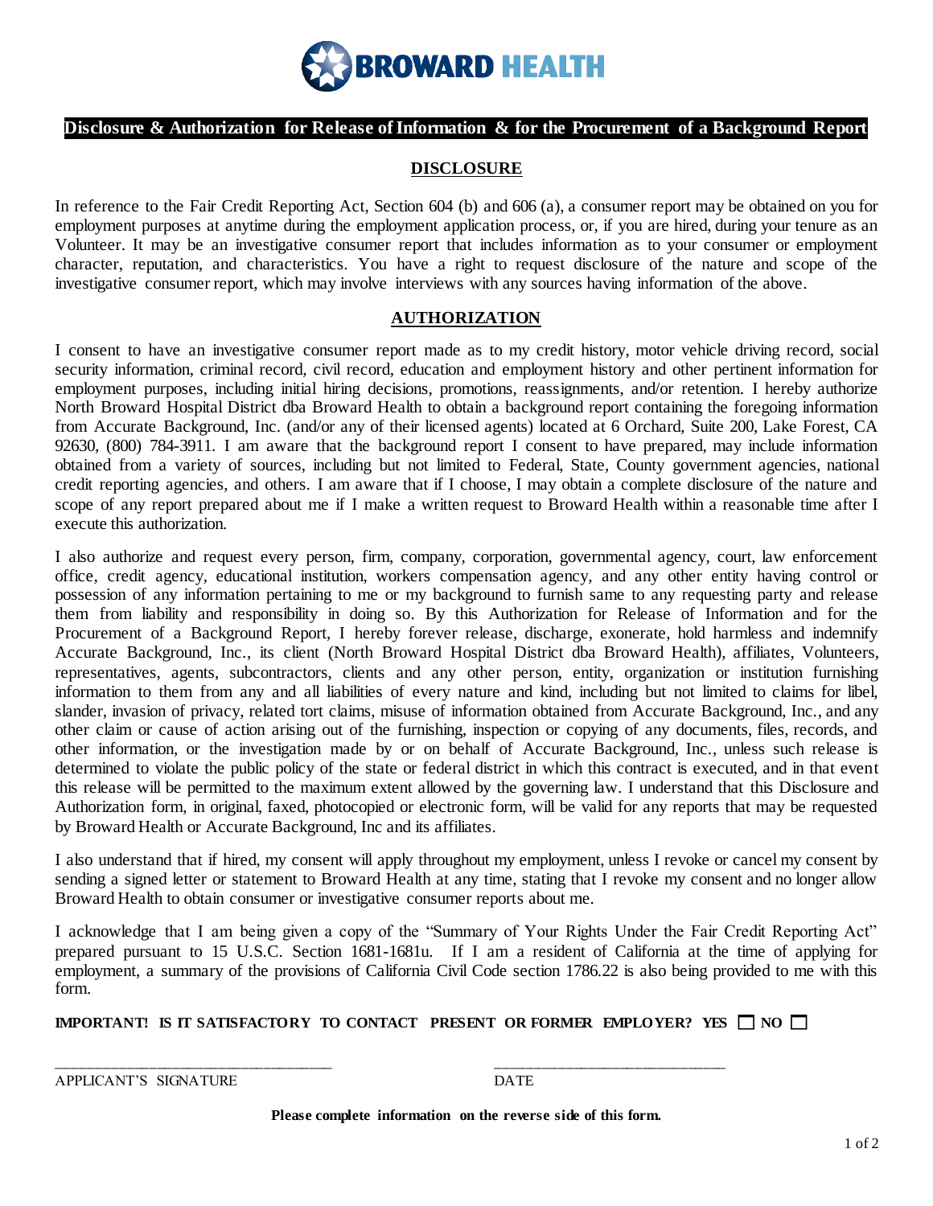BROWARD HEALTH

# Disclosure & Authorization for Release of Information & for the Procurement of a Background Report

## DISCLOSURE

In reference to the Fair Credit Reporting Act, Section 604 (b) and 606 (a), a consumer report may be obtained on you for employment purposes at anytime during the employment application process, or, if you are hired, during your tenure as an Volunteer. It may be an investigative consumer report that includes information as to your consumer or employment character, reputation, and characteristics. You have a right to request disclosure of the nature and scope of the investigative consumer report, which may involve interviews with any sources having information of the above.

## AUTHORIZATION

I consent to have an investigative consumer report made as to my credit history, motor vehicle driving record, social security information, criminal record, civil record, education and employment history and other pertinent information for employment purposes, including initial hiring decisions, promotions, reassignments, and/or retention. I hereby authorize North Broward Hospital District dba Broward Health to obtain a background report containing the foregoing information from Accurate Background, Inc. (and/or any of their licensed agents) located at 6 Orchard, Suite 200, Lake Forest, CA 92630, (800) 784-3911. I am aware that the background report I consent to have prepared, may include information obtained from a variety of sources, including but not limited to Federal, State, County government agencies, national credit reporting agencies, and others. I am aware that if I choose, I may obtain a complete disclosure of the nature and scope of any report prepared about me if I make a written request to Broward Health within a reasonable time after I execute this authorization.

I also authorize and request every person, firm, company, corporation, governmental agency, court, law enforcement office, credit agency, educational institution, workers compensation agency, and any other entity having control or possession of any information pertaining to me or my background to furnish same to any requesting party and release them from liability and responsibility in doing so. By this Authorization for Release of Information and for the Procurement of a Background Report, I hereby forever release, discharge, exonerate, hold harmless and indemnify Accurate Background, Inc., its client (North Broward Hospital District dba Broward Health), affiliates, Volunteers, representatives, agents, subcontractors, clients and any other person, entity, organization or institution furnishing information to them from any and all liabilities of every nature and kind, including but not limited to claims for libel, slander, invasion of privacy, related tort claims, misuse of information obtained from Accurate Background, Inc., and any other claim or cause of action arising out of the furnishing, inspection or copying of any documents, files, records, and other information, or the investigation made by or on behalf of Accurate Background, Inc., unless such release is determined to violate the public policy of the state or federal district in which this contract is executed, and in that event this release will be permitted to the maximum extent allowed by the governing law. I understand that this Disclosure and Authorization form, in original, faxed, photocopied or electronic form, will be valid for any reports that may be requested by Broward Health or Accurate Background, Inc and its affiliates.

I also understand that if hired, my consent will apply throughout my employment, unless I revoke or cancel my consent by sending a signed letter or statement to Broward Health at any time, stating that I revoke my consent and no longer allow Broward Health to obtain consumer or investigative consumer reports about me.

I acknowledge that I am being given a copy of the "Summary of Your Rights Under the Fair Credit Reporting Act" prepared pursuant to 15 U.S.C. Section 1681-1681u. If I am a resident of California at the time of applying for employment, a summary of the provisions of California Civil Code section 1786.22 is also being provided to me with this form.

**IMPORTANT! IS IT SATISFACTORY TO CONTACT PRESENT OR FORMER EMPLOYER? YES ☐ NO ☐**

\_\_\_\_\_\_\_\_\_\_\_\_\_\_\_\_\_\_\_\_\_\_\_\_\_\_\_\_\_\_\_\_\_\_\_\_ \_\_\_\_\_\_\_\_\_\_\_\_\_\_\_\_\_\_\_\_\_\_\_\_\_\_\_\_\_\_

APPLICANT'S SIGNATURE DATE

**Please complete information on the reverse side of this form.**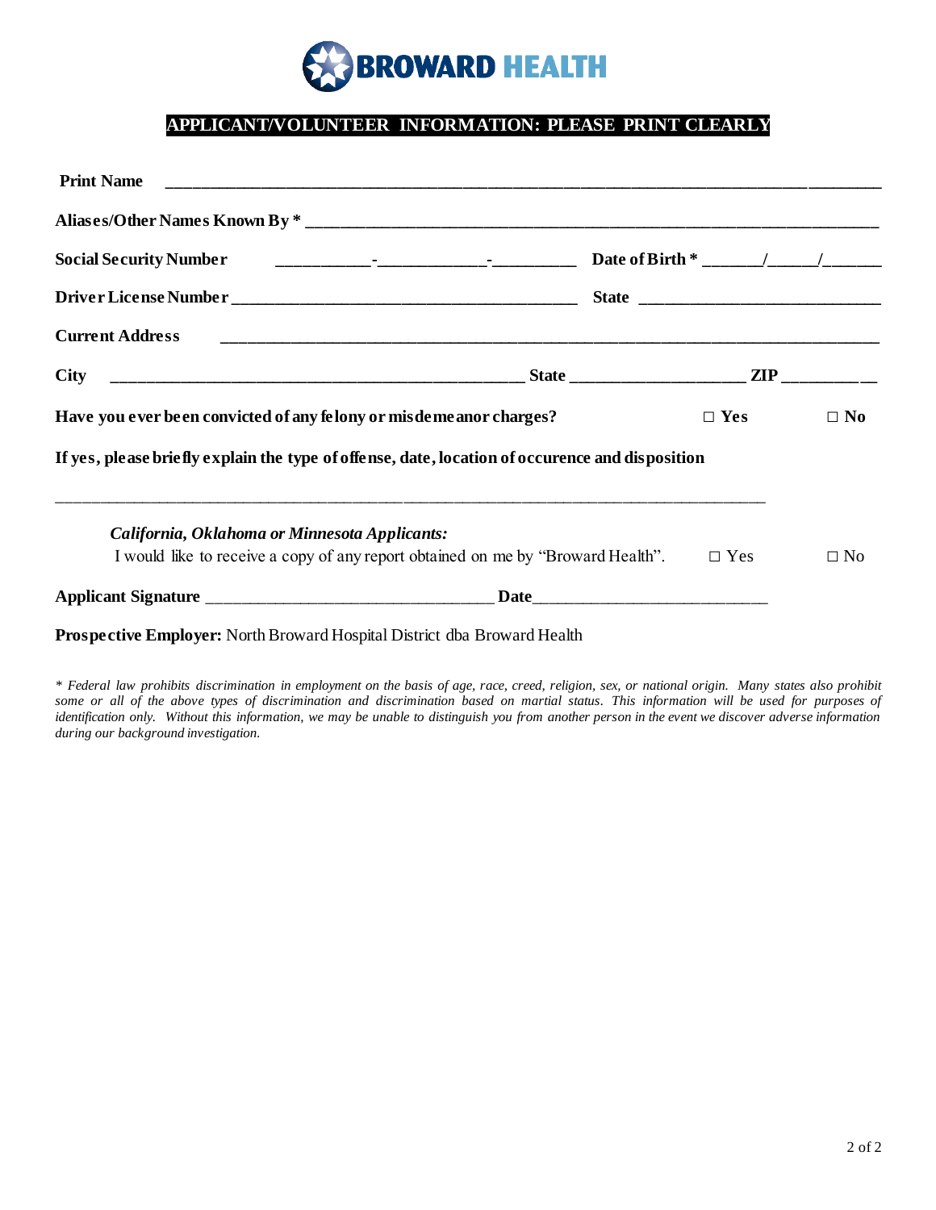BROWARD HEALTH

## APPLICANT/VOLUNTEER INFORMATION: PLEASE PRINT CLEARLY

**Print Name** ______________________________________________________________________________

**Aliases/Other Names Known By** * ___________________________________________________________

**Social Security Number** ___________-____________-__________ **Date of Birth** * ______/_____/______

**Driver License Number** ______________________________________ **State** ___________________________

**Current Address** ___________________________________________________________________________

**City** _______________________________________________ **State** ___________________ **ZIP** ___________

**Have you ever been convicted of any felony or misdemeanor charges?** □ **Yes** □ **No**

**If yes, please briefly explain the type of offense, date, location of occurence and disposition**

_______________________________________________________________________________

***California, Oklahoma or Minnesota Applicants:***
I would like to receive a copy of any report obtained on me by "Broward Health". □ Yes □ No

**Applicant Signature** _________________________________ **Date**__________________________

**Prospective Employer:** North Broward Hospital District dba Broward Health

*\* Federal law prohibits discrimination in employment on the basis of age, race, creed, religion, sex, or national origin. Many states also prohibit some or all of the above types of discrimination and discrimination based on martial status. This information will be used for purposes of identification only. Without this information, we may be unable to distinguish you from another person in the event we discover adverse information during our background investigation.*